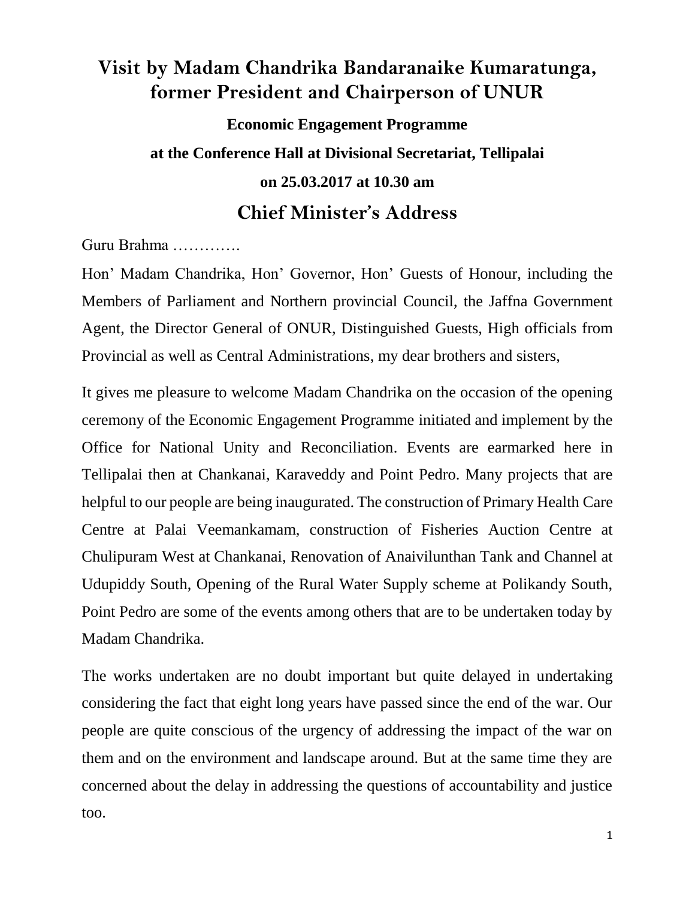# Visit by Madam Chandrika Bandaranaike Kumaratunga, former President and Chairperson of UNUR

**Economic Engagement Programme**

**at the Conference Hall at Divisional Secretariat, Tellipalai**

**on 25.03.2017 at 10.30 am**

## Chief Minister's Address

Guru Brahma ………….

Hon' Madam Chandrika, Hon' Governor, Hon' Guests of Honour, including the Members of Parliament and Northern provincial Council, the Jaffna Government Agent, the Director General of ONUR, Distinguished Guests, High officials from Provincial as well as Central Administrations, my dear brothers and sisters,

It gives me pleasure to welcome Madam Chandrika on the occasion of the opening ceremony of the Economic Engagement Programme initiated and implement by the Office for National Unity and Reconciliation. Events are earmarked here in Tellipalai then at Chankanai, Karaveddy and Point Pedro. Many projects that are helpful to our people are being inaugurated. The construction of Primary Health Care Centre at Palai Veemankamam, construction of Fisheries Auction Centre at Chulipuram West at Chankanai, Renovation of Anaivilunthan Tank and Channel at Udupiddy South, Opening of the Rural Water Supply scheme at Polikandy South, Point Pedro are some of the events among others that are to be undertaken today by Madam Chandrika.

The works undertaken are no doubt important but quite delayed in undertaking considering the fact that eight long years have passed since the end of the war. Our people are quite conscious of the urgency of addressing the impact of the war on them and on the environment and landscape around. But at the same time they are concerned about the delay in addressing the questions of accountability and justice too.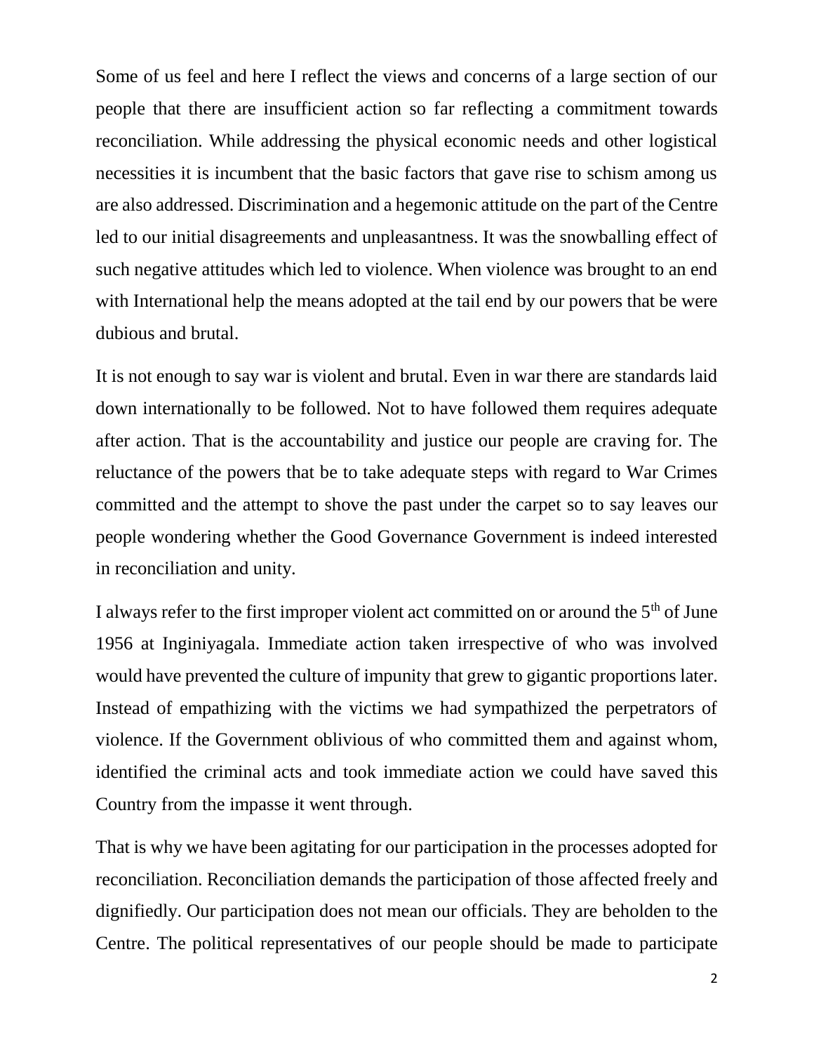Some of us feel and here I reflect the views and concerns of a large section of our people that there are insufficient action so far reflecting a commitment towards reconciliation. While addressing the physical economic needs and other logistical necessities it is incumbent that the basic factors that gave rise to schism among us are also addressed. Discrimination and a hegemonic attitude on the part of the Centre led to our initial disagreements and unpleasantness. It was the snowballing effect of such negative attitudes which led to violence. When violence was brought to an end with International help the means adopted at the tail end by our powers that be were dubious and brutal.

It is not enough to say war is violent and brutal. Even in war there are standards laid down internationally to be followed. Not to have followed them requires adequate after action. That is the accountability and justice our people are craving for. The reluctance of the powers that be to take adequate steps with regard to War Crimes committed and the attempt to shove the past under the carpet so to say leaves our people wondering whether the Good Governance Government is indeed interested in reconciliation and unity.

I always refer to the first improper violent act committed on or around the 5th of June 1956 at Inginiyagala. Immediate action taken irrespective of who was involved would have prevented the culture of impunity that grew to gigantic proportions later. Instead of empathizing with the victims we had sympathized the perpetrators of violence. If the Government oblivious of who committed them and against whom, identified the criminal acts and took immediate action we could have saved this Country from the impasse it went through.

That is why we have been agitating for our participation in the processes adopted for reconciliation. Reconciliation demands the participation of those affected freely and dignifiedly. Our participation does not mean our officials. They are beholden to the Centre. The political representatives of our people should be made to participate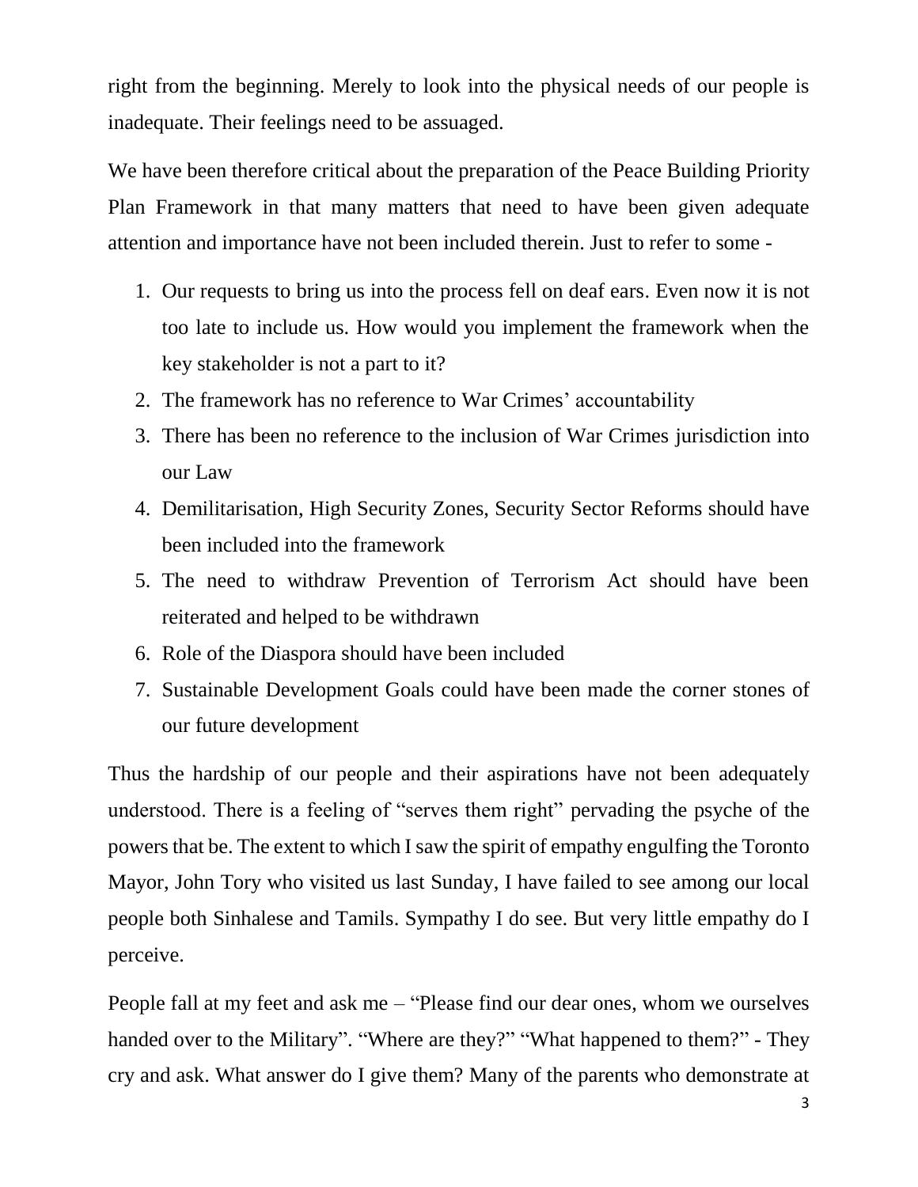right from the beginning. Merely to look into the physical needs of our people is inadequate. Their feelings need to be assuaged.

We have been therefore critical about the preparation of the Peace Building Priority Plan Framework in that many matters that need to have been given adequate attention and importance have not been included therein. Just to refer to some -

1. Our requests to bring us into the process fell on deaf ears. Even now it is not too late to include us. How would you implement the framework when the key stakeholder is not a part to it?
2. The framework has no reference to War Crimes' accountability
3. There has been no reference to the inclusion of War Crimes jurisdiction into our Law
4. Demilitarisation, High Security Zones, Security Sector Reforms should have been included into the framework
5. The need to withdraw Prevention of Terrorism Act should have been reiterated and helped to be withdrawn
6. Role of the Diaspora should have been included
7. Sustainable Development Goals could have been made the corner stones of our future development

Thus the hardship of our people and their aspirations have not been adequately understood. There is a feeling of "serves them right" pervading the psyche of the powers that be. The extent to which I saw the spirit of empathy engulfing the Toronto Mayor, John Tory who visited us last Sunday, I have failed to see among our local people both Sinhalese and Tamils. Sympathy I do see. But very little empathy do I perceive.

People fall at my feet and ask me – "Please find our dear ones, whom we ourselves handed over to the Military". "Where are they?" "What happened to them?" - They cry and ask. What answer do I give them? Many of the parents who demonstrate at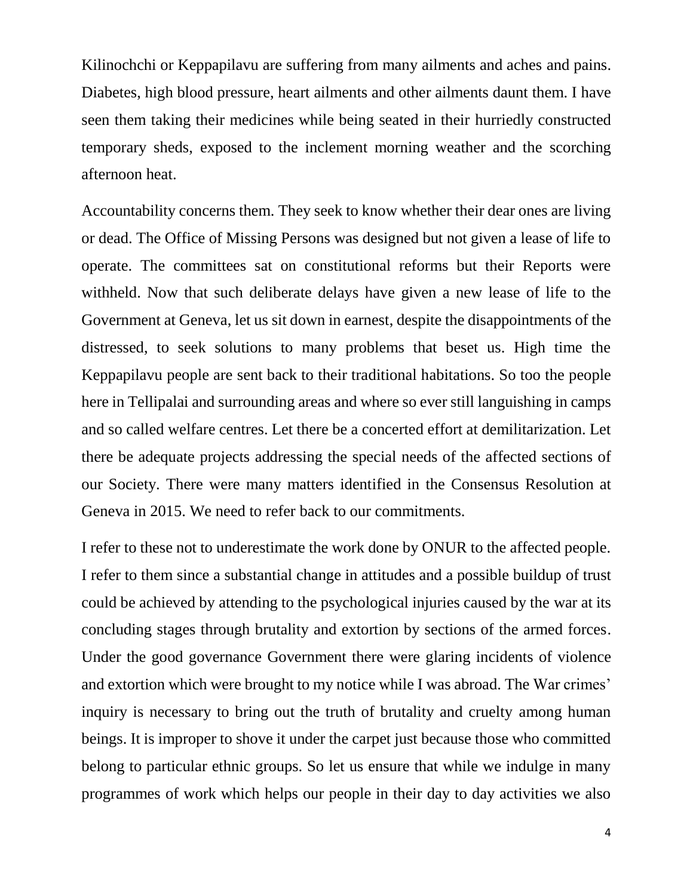Kilinochchi or Keppapilavu are suffering from many ailments and aches and pains. Diabetes, high blood pressure, heart ailments and other ailments daunt them. I have seen them taking their medicines while being seated in their hurriedly constructed temporary sheds, exposed to the inclement morning weather and the scorching afternoon heat.

Accountability concerns them. They seek to know whether their dear ones are living or dead. The Office of Missing Persons was designed but not given a lease of life to operate. The committees sat on constitutional reforms but their Reports were withheld. Now that such deliberate delays have given a new lease of life to the Government at Geneva, let us sit down in earnest, despite the disappointments of the distressed, to seek solutions to many problems that beset us. High time the Keppapilavu people are sent back to their traditional habitations. So too the people here in Tellipalai and surrounding areas and where so ever still languishing in camps and so called welfare centres. Let there be a concerted effort at demilitarization. Let there be adequate projects addressing the special needs of the affected sections of our Society. There were many matters identified in the Consensus Resolution at Geneva in 2015. We need to refer back to our commitments.

I refer to these not to underestimate the work done by ONUR to the affected people. I refer to them since a substantial change in attitudes and a possible buildup of trust could be achieved by attending to the psychological injuries caused by the war at its concluding stages through brutality and extortion by sections of the armed forces. Under the good governance Government there were glaring incidents of violence and extortion which were brought to my notice while I was abroad. The War crimes' inquiry is necessary to bring out the truth of brutality and cruelty among human beings. It is improper to shove it under the carpet just because those who committed belong to particular ethnic groups. So let us ensure that while we indulge in many programmes of work which helps our people in their day to day activities we also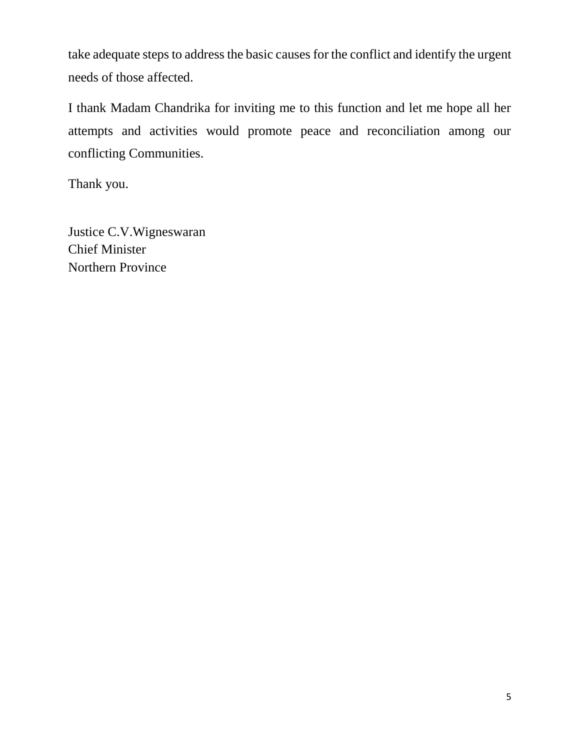take adequate steps to address the basic causes for the conflict and identify the urgent needs of those affected.

I thank Madam Chandrika for inviting me to this function and let me hope all her attempts and activities would promote peace and reconciliation among our conflicting Communities.

Thank you.

Justice C.V.Wigneswaran  
Chief Minister  
Northern Province